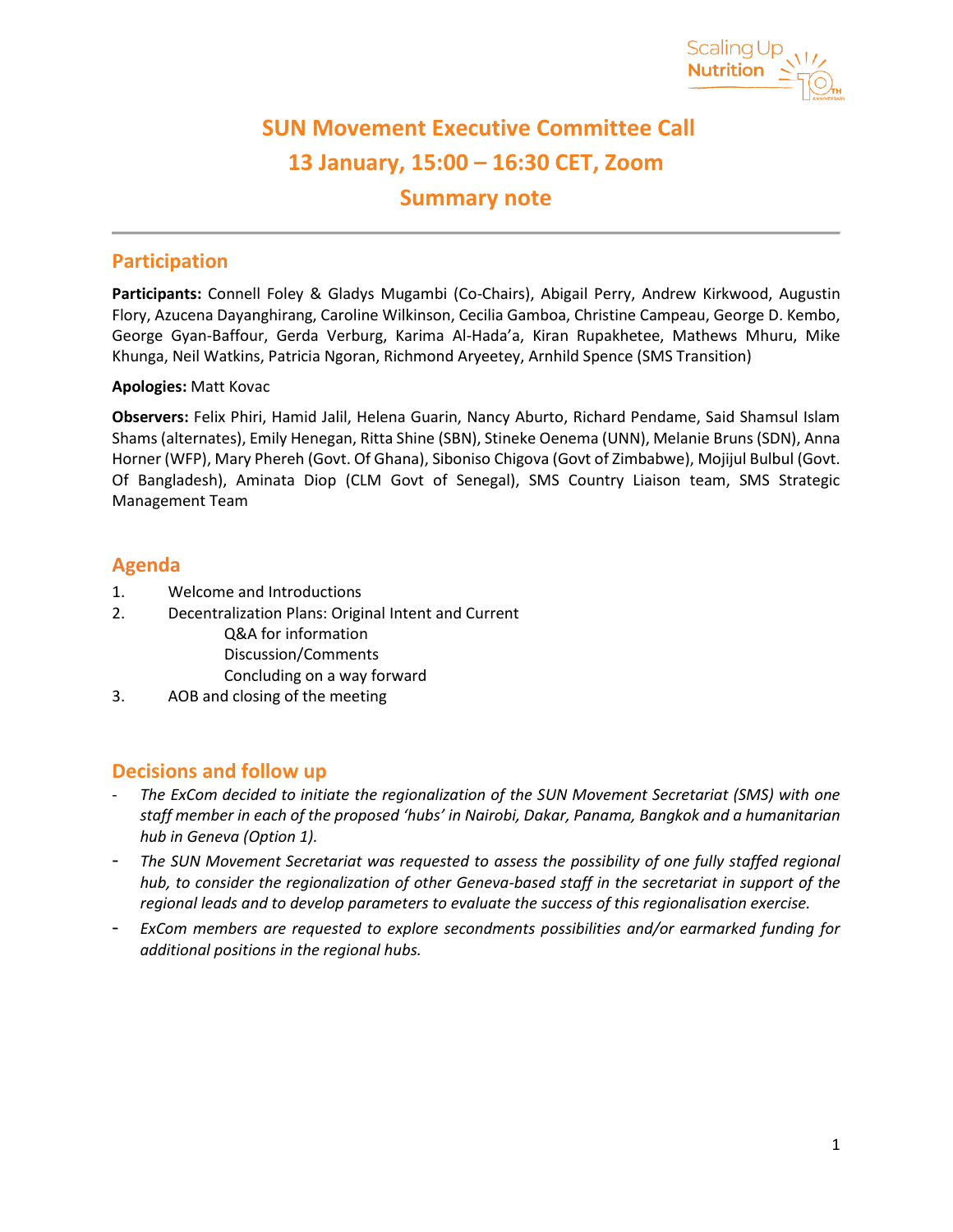# SUN Movement Executive Committee Call
# 13 January, 15:00 – 16:30 CET, Zoom
# Summary note

## Participation

**Participants:** Connell Foley & Gladys Mugambi (Co-Chairs), Abigail Perry, Andrew Kirkwood, Augustin Flory, Azucena Dayanghirang, Caroline Wilkinson, Cecilia Gamboa, Christine Campeau, George D. Kembo, George Gyan-Baffour, Gerda Verburg, Karima Al-Hada'a, Kiran Rupakhetee, Mathews Mhuru, Mike Khunga, Neil Watkins, Patricia Ngoran, Richmond Aryeetey, Arnhild Spence (SMS Transition)

**Apologies:** Matt Kovac

**Observers:** Felix Phiri, Hamid Jalil, Helena Guarin, Nancy Aburto, Richard Pendame, Said Shamsul Islam Shams (alternates), Emily Henegan, Ritta Shine (SBN), Stineke Oenema (UNN), Melanie Bruns (SDN), Anna Horner (WFP), Mary Phereh (Govt. Of Ghana), Siboniso Chigova (Govt of Zimbabwe), Mojijul Bulbul (Govt. Of Bangladesh), Aminata Diop (CLM Govt of Senegal), SMS Country Liaison team, SMS Strategic Management Team

## Agenda

1. Welcome and Introductions
2. Decentralization Plans: Original Intent and Current
   - Q&A for information
   - Discussion/Comments
   - Concluding on a way forward
3. AOB and closing of the meeting

## Decisions and follow up

- *The ExCom decided to initiate the regionalization of the SUN Movement Secretariat (SMS) with one staff member in each of the proposed 'hubs' in Nairobi, Dakar, Panama, Bangkok and a humanitarian hub in Geneva (Option 1).*
- *The SUN Movement Secretariat was requested to assess the possibility of one fully staffed regional hub, to consider the regionalization of other Geneva-based staff in the secretariat in support of the regional leads and to develop parameters to evaluate the success of this regionalisation exercise.*
- *ExCom members are requested to explore secondments possibilities and/or earmarked funding for additional positions in the regional hubs.*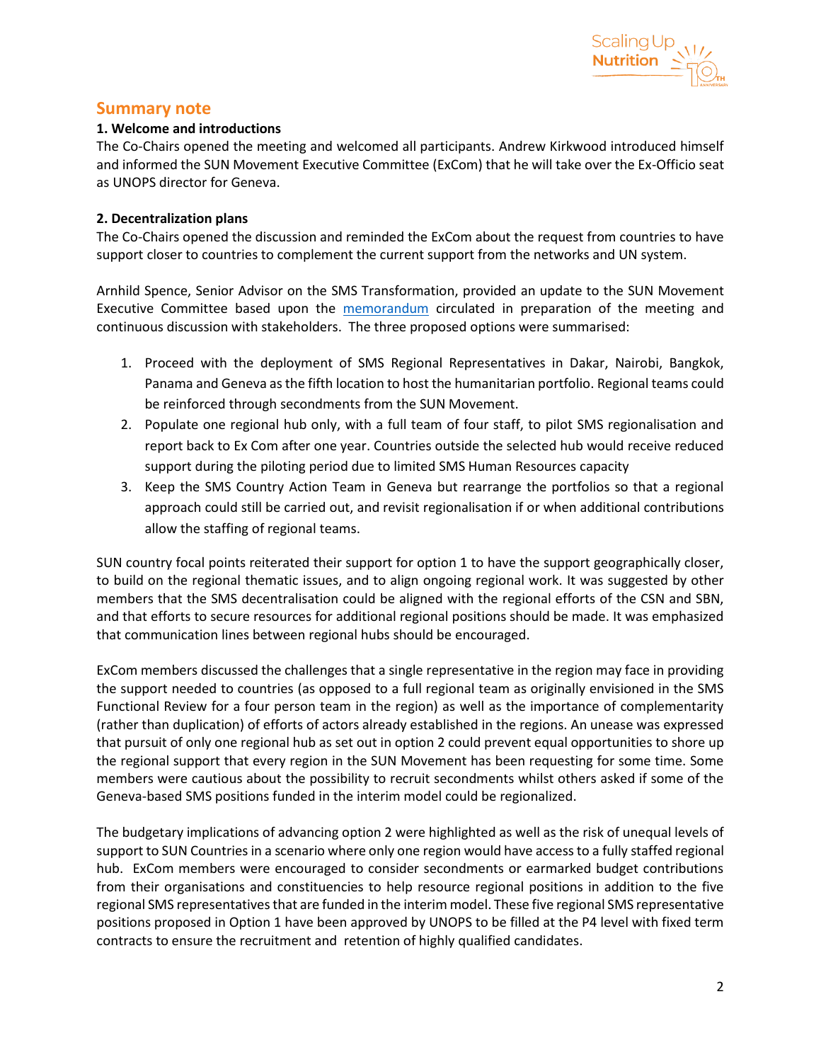## Summary note

**1. Welcome and introductions**

The Co-Chairs opened the meeting and welcomed all participants. Andrew Kirkwood introduced himself and informed the SUN Movement Executive Committee (ExCom) that he will take over the Ex-Officio seat as UNOPS director for Geneva.

**2. Decentralization plans**

The Co-Chairs opened the discussion and reminded the ExCom about the request from countries to have support closer to countries to complement the current support from the networks and UN system.

Arnhild Spence, Senior Advisor on the SMS Transformation, provided an update to the SUN Movement Executive Committee based upon the memorandum circulated in preparation of the meeting and continuous discussion with stakeholders. The three proposed options were summarised:

1. Proceed with the deployment of SMS Regional Representatives in Dakar, Nairobi, Bangkok, Panama and Geneva as the fifth location to host the humanitarian portfolio. Regional teams could be reinforced through secondments from the SUN Movement.
2. Populate one regional hub only, with a full team of four staff, to pilot SMS regionalisation and report back to Ex Com after one year. Countries outside the selected hub would receive reduced support during the piloting period due to limited SMS Human Resources capacity
3. Keep the SMS Country Action Team in Geneva but rearrange the portfolios so that a regional approach could still be carried out, and revisit regionalisation if or when additional contributions allow the staffing of regional teams.

SUN country focal points reiterated their support for option 1 to have the support geographically closer, to build on the regional thematic issues, and to align ongoing regional work. It was suggested by other members that the SMS decentralisation could be aligned with the regional efforts of the CSN and SBN, and that efforts to secure resources for additional regional positions should be made. It was emphasized that communication lines between regional hubs should be encouraged.

ExCom members discussed the challenges that a single representative in the region may face in providing the support needed to countries (as opposed to a full regional team as originally envisioned in the SMS Functional Review for a four person team in the region) as well as the importance of complementarity (rather than duplication) of efforts of actors already established in the regions. An unease was expressed that pursuit of only one regional hub as set out in option 2 could prevent equal opportunities to shore up the regional support that every region in the SUN Movement has been requesting for some time. Some members were cautious about the possibility to recruit secondments whilst others asked if some of the Geneva-based SMS positions funded in the interim model could be regionalized.

The budgetary implications of advancing option 2 were highlighted as well as the risk of unequal levels of support to SUN Countries in a scenario where only one region would have access to a fully staffed regional hub. ExCom members were encouraged to consider secondments or earmarked budget contributions from their organisations and constituencies to help resource regional positions in addition to the five regional SMS representatives that are funded in the interim model. These five regional SMS representative positions proposed in Option 1 have been approved by UNOPS to be filled at the P4 level with fixed term contracts to ensure the recruitment and retention of highly qualified candidates.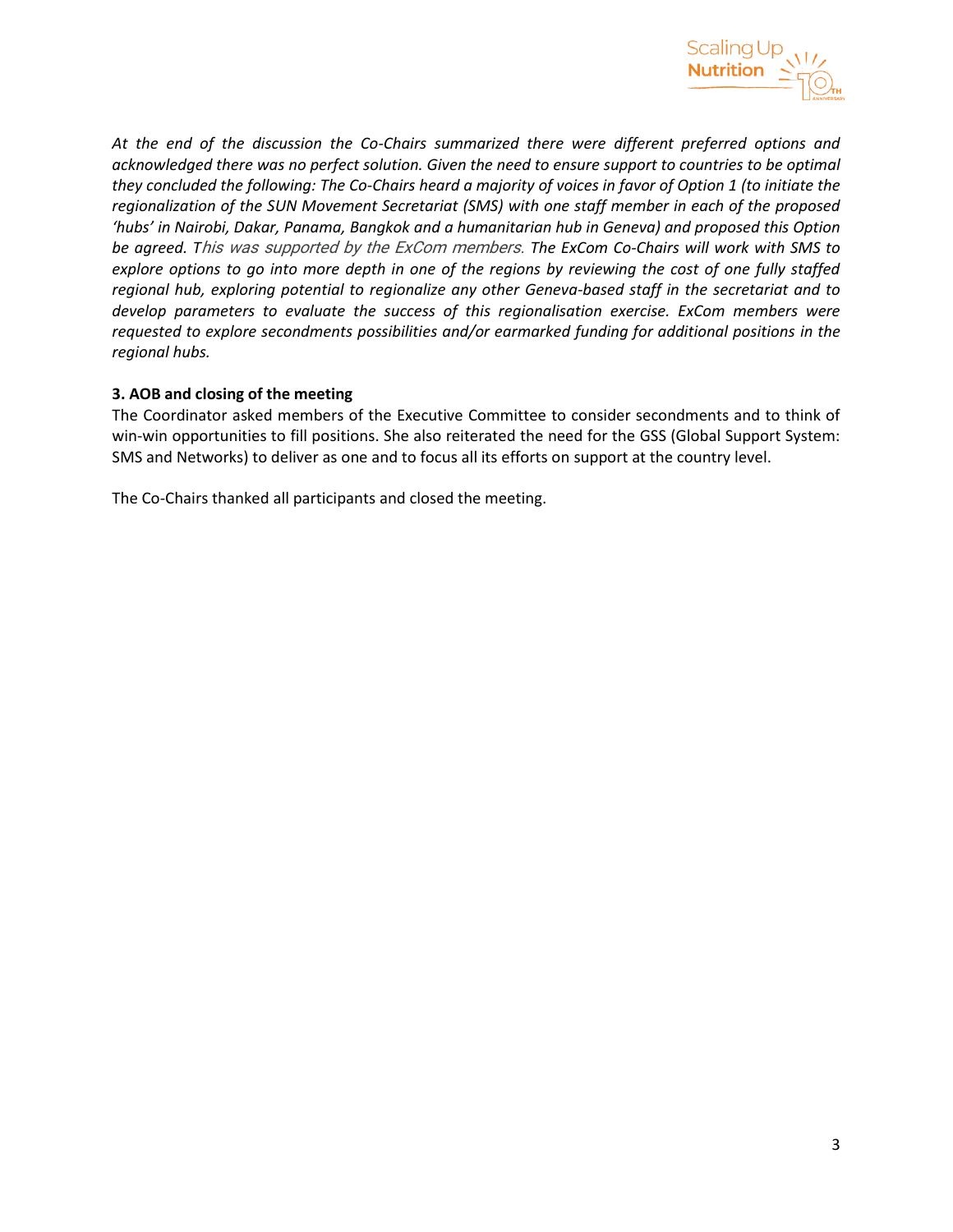*At the end of the discussion the Co-Chairs summarized there were different preferred options and acknowledged there was no perfect solution. Given the need to ensure support to countries to be optimal they concluded the following: The Co-Chairs heard a majority of voices in favor of Option 1 (to initiate the regionalization of the SUN Movement Secretariat (SMS) with one staff member in each of the proposed 'hubs' in Nairobi, Dakar, Panama, Bangkok and a humanitarian hub in Geneva) and proposed this Option be agreed. This was supported by the ExCom members. The ExCom Co-Chairs will work with SMS to explore options to go into more depth in one of the regions by reviewing the cost of one fully staffed regional hub, exploring potential to regionalize any other Geneva-based staff in the secretariat and to develop parameters to evaluate the success of this regionalisation exercise. ExCom members were requested to explore secondments possibilities and/or earmarked funding for additional positions in the regional hubs.*

**3. AOB and closing of the meeting**

The Coordinator asked members of the Executive Committee to consider secondments and to think of win-win opportunities to fill positions. She also reiterated the need for the GSS (Global Support System: SMS and Networks) to deliver as one and to focus all its efforts on support at the country level.

The Co-Chairs thanked all participants and closed the meeting.